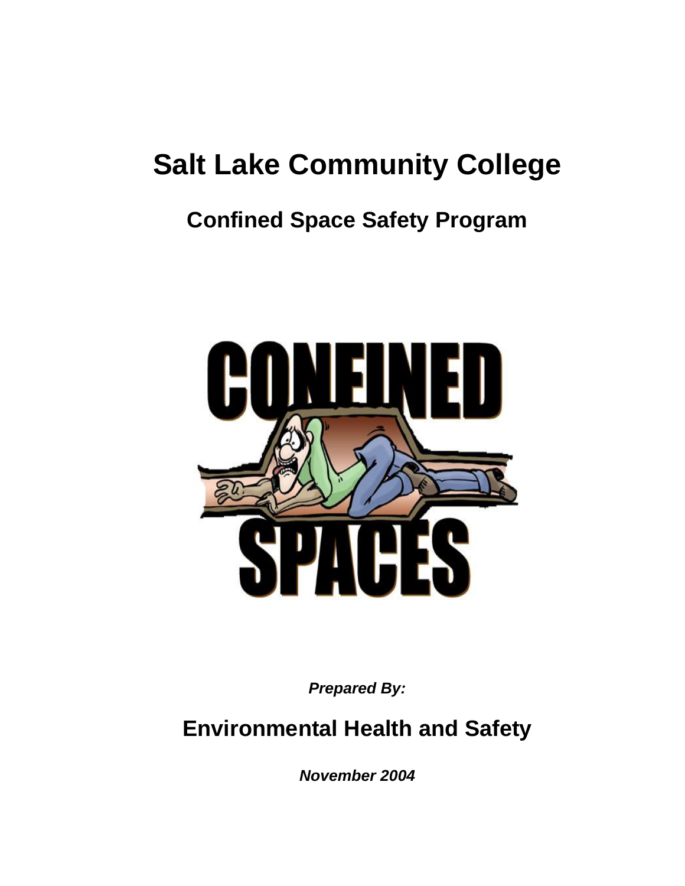# Salt Lake Community College

## Confined Space Safety Program

***Prepared By:***

## Environmental Health and Safety

***November 2004***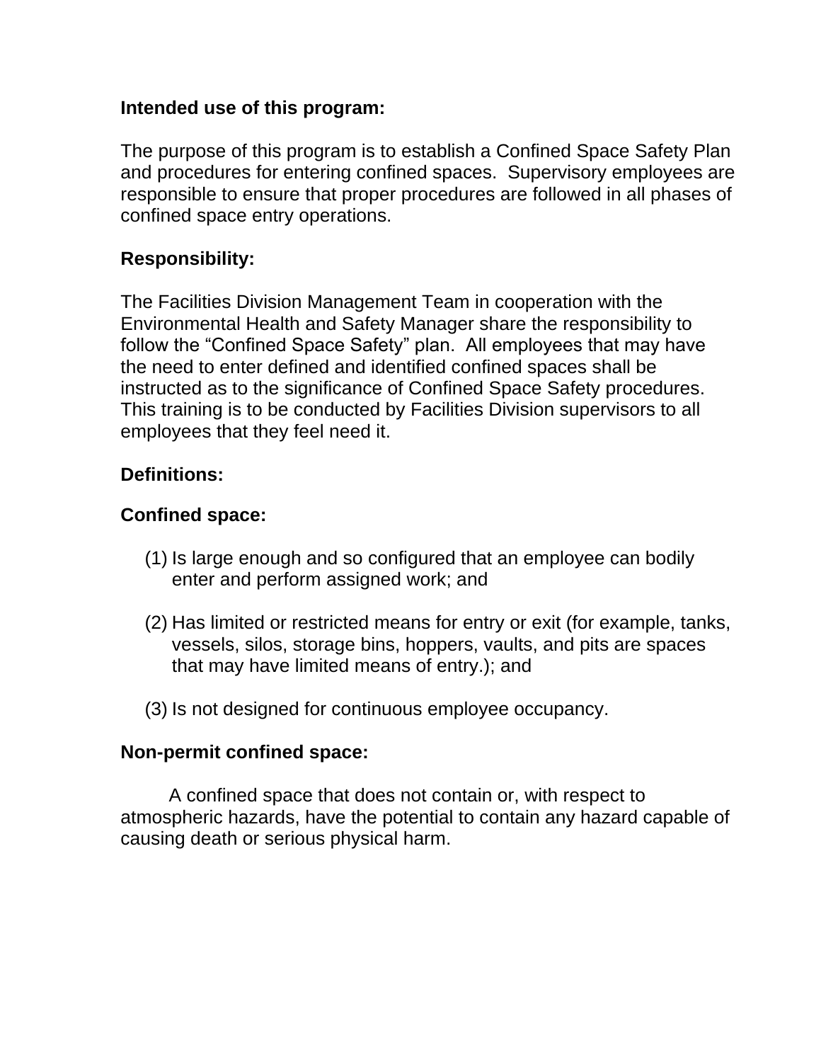**Intended use of this program:**

The purpose of this program is to establish a Confined Space Safety Plan and procedures for entering confined spaces. Supervisory employees are responsible to ensure that proper procedures are followed in all phases of confined space entry operations.

**Responsibility:**

The Facilities Division Management Team in cooperation with the Environmental Health and Safety Manager share the responsibility to follow the “Confined Space Safety” plan. All employees that may have the need to enter defined and identified confined spaces shall be instructed as to the significance of Confined Space Safety procedures. This training is to be conducted by Facilities Division supervisors to all employees that they feel need it.

**Definitions:**

**Confined space:**

(1) Is large enough and so configured that an employee can bodily enter and perform assigned work; and

(2) Has limited or restricted means for entry or exit (for example, tanks, vessels, silos, storage bins, hoppers, vaults, and pits are spaces that may have limited means of entry.); and

(3) Is not designed for continuous employee occupancy.

**Non-permit confined space:**

A confined space that does not contain or, with respect to atmospheric hazards, have the potential to contain any hazard capable of causing death or serious physical harm.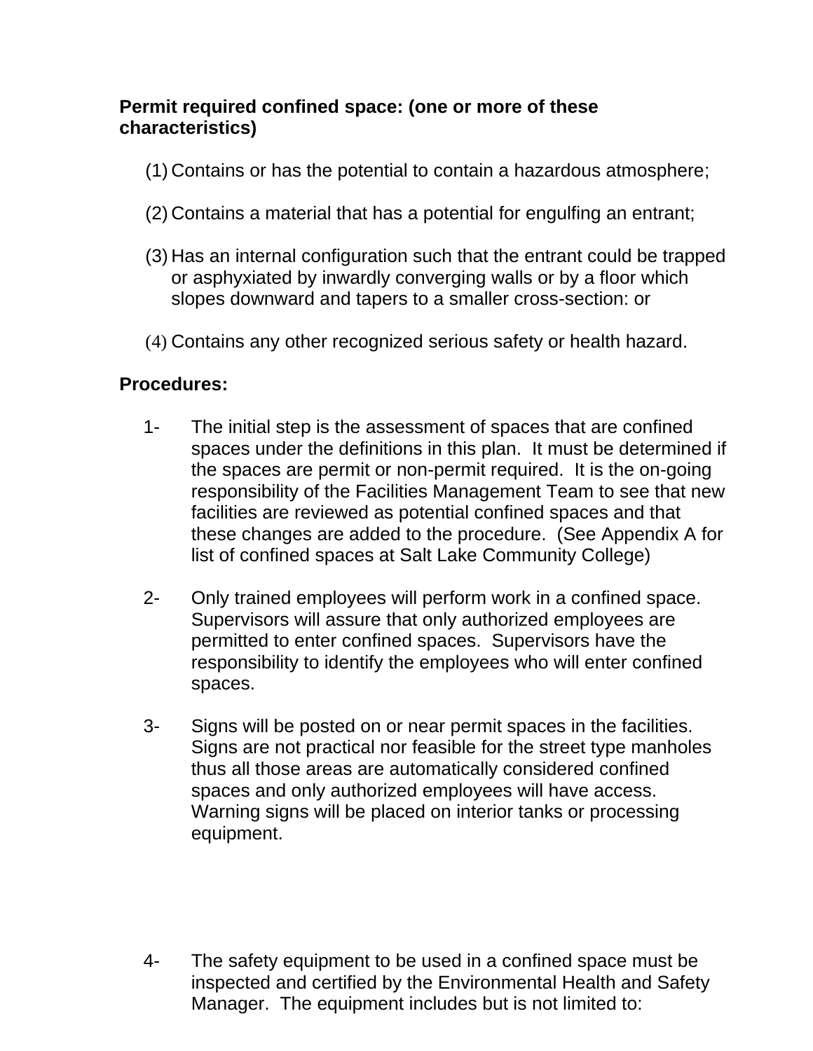**Permit required confined space: (one or more of these characteristics)**

(1) Contains or has the potential to contain a hazardous atmosphere;

(2) Contains a material that has a potential for engulfing an entrant;

(3) Has an internal configuration such that the entrant could be trapped or asphyxiated by inwardly converging walls or by a floor which slopes downward and tapers to a smaller cross-section: or

(4) Contains any other recognized serious safety or health hazard.

**Procedures:**

1- The initial step is the assessment of spaces that are confined spaces under the definitions in this plan. It must be determined if the spaces are permit or non-permit required. It is the on-going responsibility of the Facilities Management Team to see that new facilities are reviewed as potential confined spaces and that these changes are added to the procedure. (See Appendix A for list of confined spaces at Salt Lake Community College)

2- Only trained employees will perform work in a confined space. Supervisors will assure that only authorized employees are permitted to enter confined spaces. Supervisors have the responsibility to identify the employees who will enter confined spaces.

3- Signs will be posted on or near permit spaces in the facilities. Signs are not practical nor feasible for the street type manholes thus all those areas are automatically considered confined spaces and only authorized employees will have access. Warning signs will be placed on interior tanks or processing equipment.

4- The safety equipment to be used in a confined space must be inspected and certified by the Environmental Health and Safety Manager. The equipment includes but is not limited to: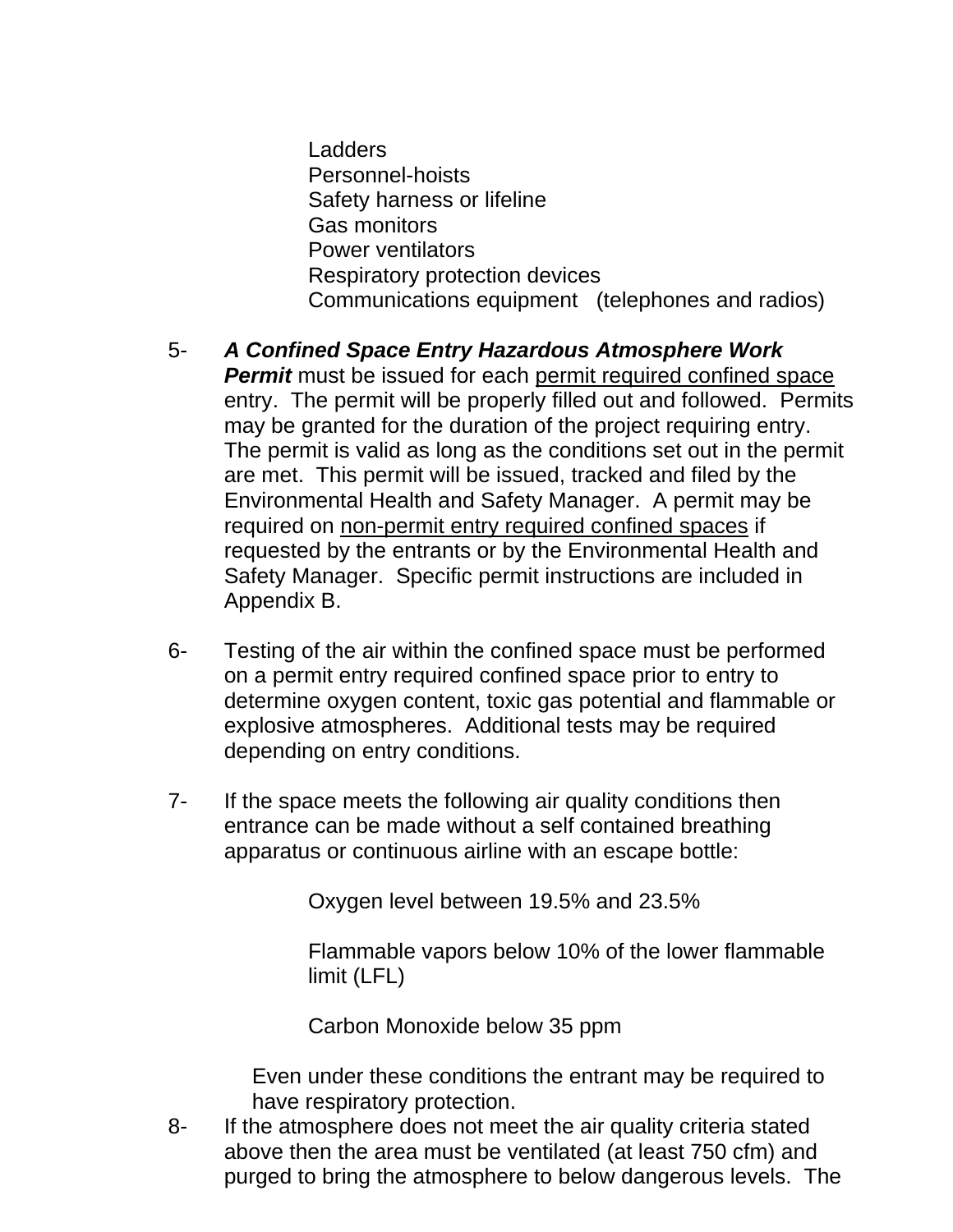Ladders
Personnel-hoists
Safety harness or lifeline
Gas monitors
Power ventilators
Respiratory protection devices
Communications equipment (telephones and radios)

5- ***A Confined Space Entry Hazardous Atmosphere Work Permit*** must be issued for each <u>permit required confined space</u> entry. The permit will be properly filled out and followed. Permits may be granted for the duration of the project requiring entry. The permit is valid as long as the conditions set out in the permit are met. This permit will be issued, tracked and filed by the Environmental Health and Safety Manager. A permit may be required on <u>non-permit entry required confined spaces</u> if requested by the entrants or by the Environmental Health and Safety Manager. Specific permit instructions are included in Appendix B.

6- Testing of the air within the confined space must be performed on a permit entry required confined space prior to entry to determine oxygen content, toxic gas potential and flammable or explosive atmospheres. Additional tests may be required depending on entry conditions.

7- If the space meets the following air quality conditions then entrance can be made without a self contained breathing apparatus or continuous airline with an escape bottle:

Oxygen level between 19.5% and 23.5%

Flammable vapors below 10% of the lower flammable limit (LFL)

Carbon Monoxide below 35 ppm

Even under these conditions the entrant may be required to have respiratory protection.

8- If the atmosphere does not meet the air quality criteria stated above then the area must be ventilated (at least 750 cfm) and purged to bring the atmosphere to below dangerous levels. The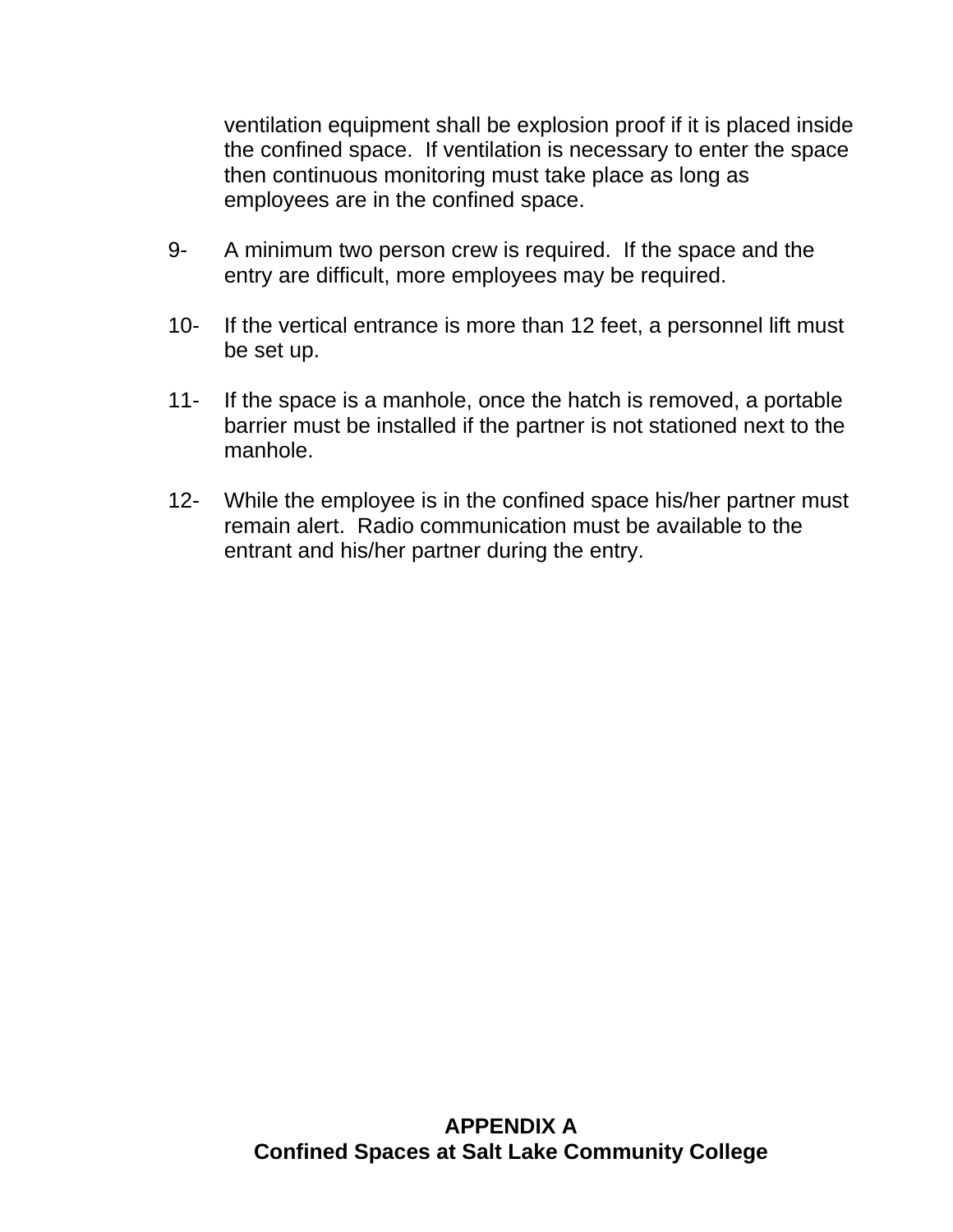ventilation equipment shall be explosion proof if it is placed inside the confined space. If ventilation is necessary to enter the space then continuous monitoring must take place as long as employees are in the confined space.

9- A minimum two person crew is required. If the space and the entry are difficult, more employees may be required.

10- If the vertical entrance is more than 12 feet, a personnel lift must be set up.

11- If the space is a manhole, once the hatch is removed, a portable barrier must be installed if the partner is not stationed next to the manhole.

12- While the employee is in the confined space his/her partner must remain alert. Radio communication must be available to the entrant and his/her partner during the entry.

## APPENDIX A
## Confined Spaces at Salt Lake Community College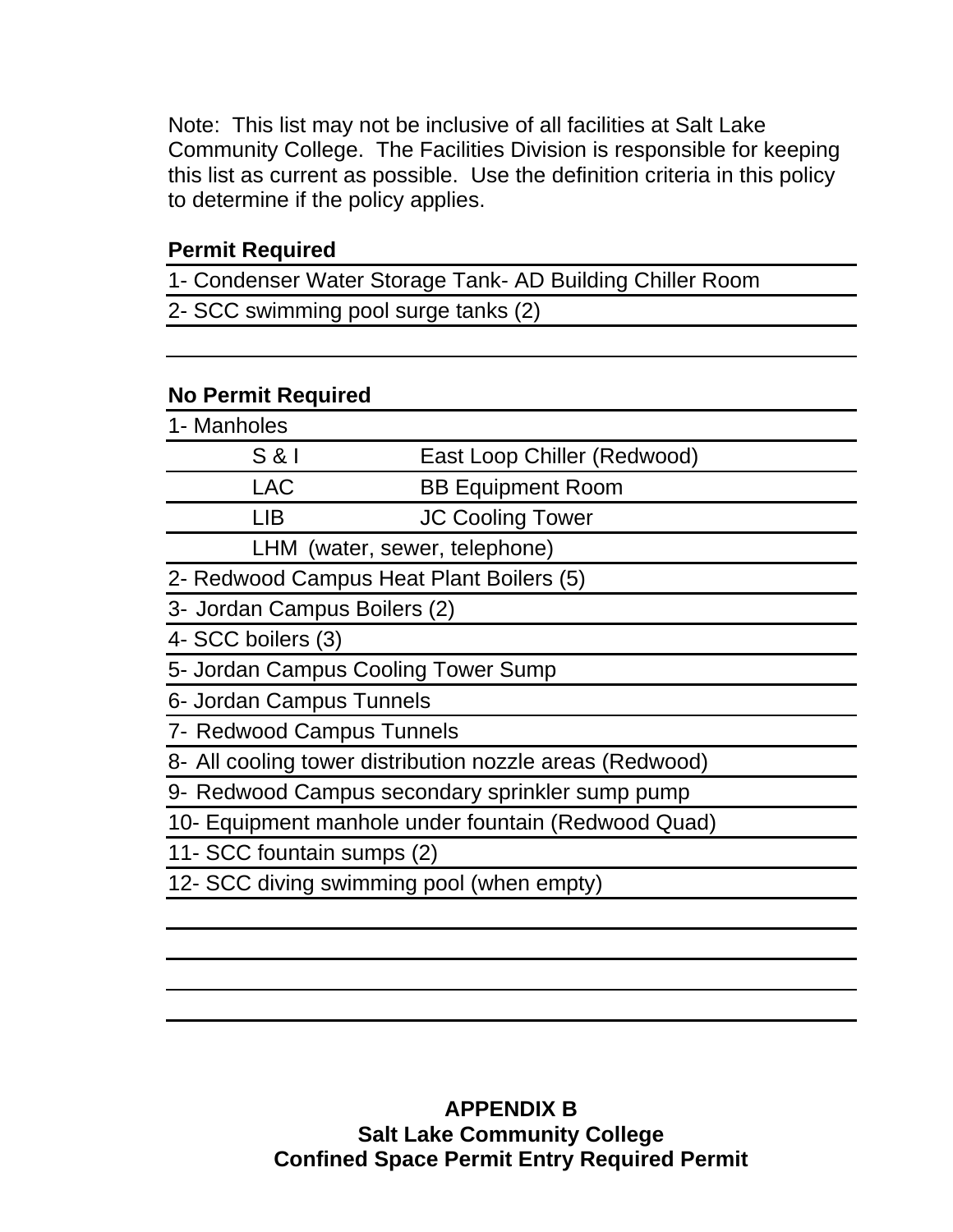Note: This list may not be inclusive of all facilities at Salt Lake Community College. The Facilities Division is responsible for keeping this list as current as possible. Use the definition criteria in this policy to determine if the policy applies.

**Permit Required**

1- Condenser Water Storage Tank- AD Building Chiller Room

2- SCC swimming pool surge tanks (2)

**No Permit Required**

1- Manholes

| | |
|---|---|
| S & I | East Loop Chiller (Redwood) |
| LAC | BB Equipment Room |
| LIB | JC Cooling Tower |
| LHM (water, sewer, telephone) | |

2- Redwood Campus Heat Plant Boilers (5)

3- Jordan Campus Boilers (2)

4- SCC boilers (3)

5- Jordan Campus Cooling Tower Sump

6- Jordan Campus Tunnels

7- Redwood Campus Tunnels

8- All cooling tower distribution nozzle areas (Redwood)

9- Redwood Campus secondary sprinkler sump pump

10- Equipment manhole under fountain (Redwood Quad)

11- SCC fountain sumps (2)

12- SCC diving swimming pool (when empty)

## APPENDIX B
## Salt Lake Community College
## Confined Space Permit Entry Required Permit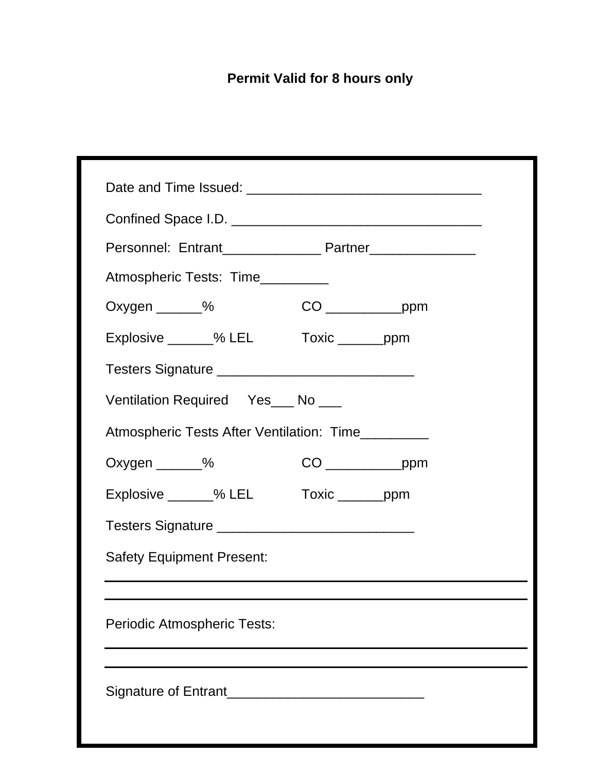**Permit Valid for 8 hours only**

Date and Time Issued: _______________________________

Confined Space I.D. _________________________________

Personnel: Entrant_____________ Partner______________

Atmospheric Tests: Time_________

Oxygen ______% CO __________ppm

Explosive ______% LEL Toxic ______ppm

Testers Signature __________________________

Ventilation Required Yes___ No ___

Atmospheric Tests After Ventilation: Time_________

Oxygen ______% CO __________ppm

Explosive ______% LEL Toxic ______ppm

Testers Signature __________________________

Safety Equipment Present:

______________________________________________________

______________________________________________________

Periodic Atmospheric Tests:

______________________________________________________

______________________________________________________

Signature of Entrant__________________________